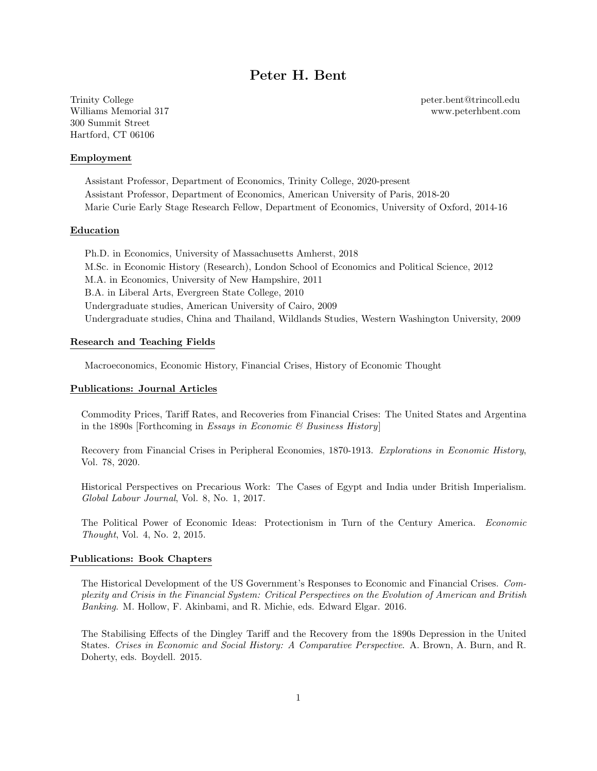# Peter H. Bent

Trinity College
Williams Memorial 317
300 Summit Street
Hartford, CT 06106

peter.bent@trincoll.edu
www.peterhbent.com

## Employment

Assistant Professor, Department of Economics, Trinity College, 2020-present
Assistant Professor, Department of Economics, American University of Paris, 2018-20
Marie Curie Early Stage Research Fellow, Department of Economics, University of Oxford, 2014-16

## Education

Ph.D. in Economics, University of Massachusetts Amherst, 2018
M.Sc. in Economic History (Research), London School of Economics and Political Science, 2012
M.A. in Economics, University of New Hampshire, 2011
B.A. in Liberal Arts, Evergreen State College, 2010
Undergraduate studies, American University of Cairo, 2009
Undergraduate studies, China and Thailand, Wildlands Studies, Western Washington University, 2009

## Research and Teaching Fields

Macroeconomics, Economic History, Financial Crises, History of Economic Thought

## Publications: Journal Articles

Commodity Prices, Tariff Rates, and Recoveries from Financial Crises: The United States and Argentina in the 1890s [Forthcoming in *Essays in Economic & Business History*]

Recovery from Financial Crises in Peripheral Economies, 1870-1913. *Explorations in Economic History*, Vol. 78, 2020.

Historical Perspectives on Precarious Work: The Cases of Egypt and India under British Imperialism. *Global Labour Journal*, Vol. 8, No. 1, 2017.

The Political Power of Economic Ideas: Protectionism in Turn of the Century America. *Economic Thought*, Vol. 4, No. 2, 2015.

## Publications: Book Chapters

The Historical Development of the US Government's Responses to Economic and Financial Crises. *Complexity and Crisis in the Financial System: Critical Perspectives on the Evolution of American and British Banking*. M. Hollow, F. Akinbami, and R. Michie, eds. Edward Elgar. 2016.

The Stabilising Effects of the Dingley Tariff and the Recovery from the 1890s Depression in the United States. *Crises in Economic and Social History: A Comparative Perspective*. A. Brown, A. Burn, and R. Doherty, eds. Boydell. 2015.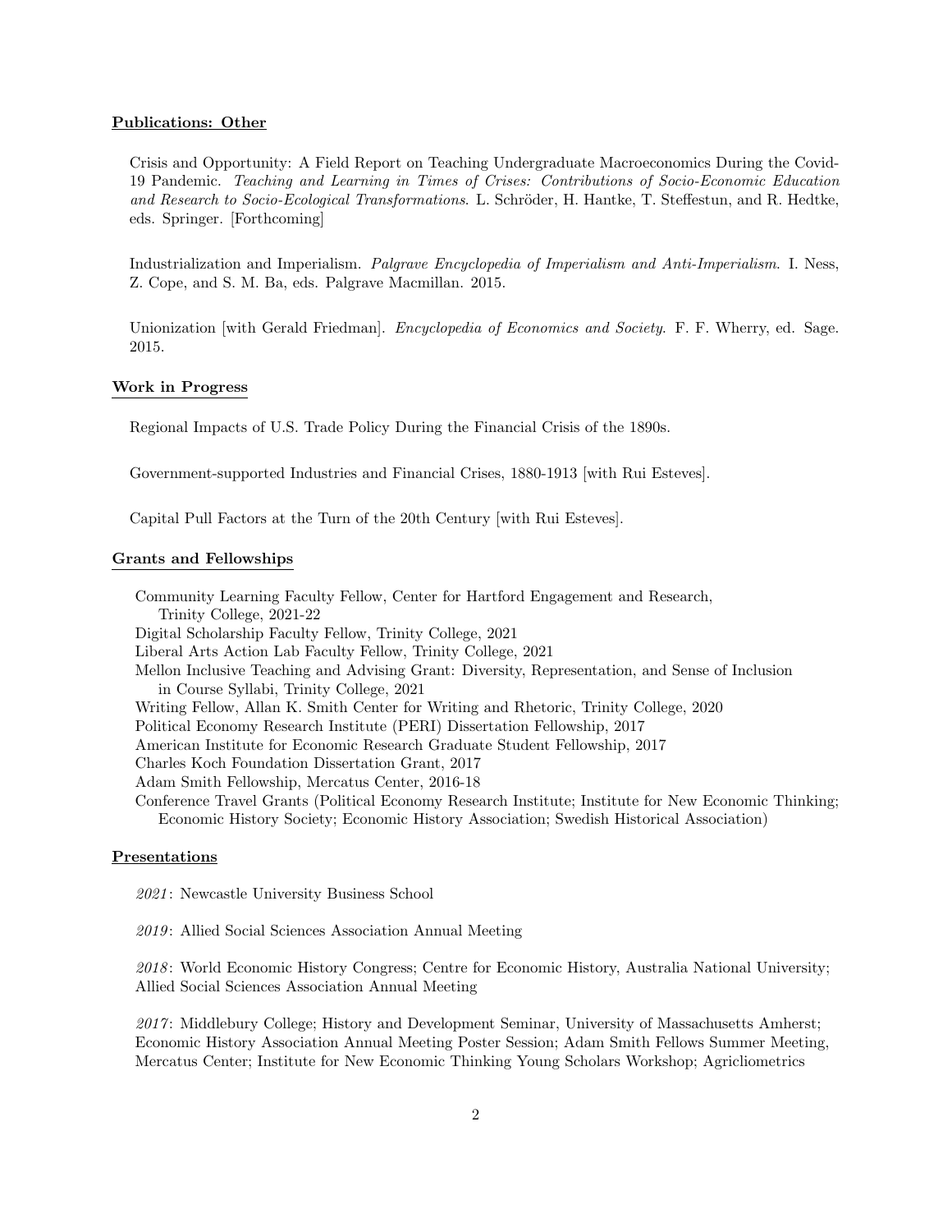## Publications: Other

Crisis and Opportunity: A Field Report on Teaching Undergraduate Macroeconomics During the Covid-19 Pandemic. *Teaching and Learning in Times of Crises: Contributions of Socio-Economic Education and Research to Socio-Ecological Transformations*. L. Schröder, H. Hantke, T. Steffestun, and R. Hedtke, eds. Springer. [Forthcoming]

Industrialization and Imperialism. *Palgrave Encyclopedia of Imperialism and Anti-Imperialism*. I. Ness, Z. Cope, and S. M. Ba, eds. Palgrave Macmillan. 2015.

Unionization [with Gerald Friedman]. *Encyclopedia of Economics and Society*. F. F. Wherry, ed. Sage. 2015.

## Work in Progress

Regional Impacts of U.S. Trade Policy During the Financial Crisis of the 1890s.

Government-supported Industries and Financial Crises, 1880-1913 [with Rui Esteves].

Capital Pull Factors at the Turn of the 20th Century [with Rui Esteves].

## Grants and Fellowships

Community Learning Faculty Fellow, Center for Hartford Engagement and Research, Trinity College, 2021-22
Digital Scholarship Faculty Fellow, Trinity College, 2021
Liberal Arts Action Lab Faculty Fellow, Trinity College, 2021
Mellon Inclusive Teaching and Advising Grant: Diversity, Representation, and Sense of Inclusion in Course Syllabi, Trinity College, 2021
Writing Fellow, Allan K. Smith Center for Writing and Rhetoric, Trinity College, 2020
Political Economy Research Institute (PERI) Dissertation Fellowship, 2017
American Institute for Economic Research Graduate Student Fellowship, 2017
Charles Koch Foundation Dissertation Grant, 2017
Adam Smith Fellowship, Mercatus Center, 2016-18
Conference Travel Grants (Political Economy Research Institute; Institute for New Economic Thinking; Economic History Society; Economic History Association; Swedish Historical Association)

## Presentations

*2021*: Newcastle University Business School

*2019*: Allied Social Sciences Association Annual Meeting

*2018*: World Economic History Congress; Centre for Economic History, Australia National University; Allied Social Sciences Association Annual Meeting

*2017*: Middlebury College; History and Development Seminar, University of Massachusetts Amherst; Economic History Association Annual Meeting Poster Session; Adam Smith Fellows Summer Meeting, Mercatus Center; Institute for New Economic Thinking Young Scholars Workshop; Agricliometrics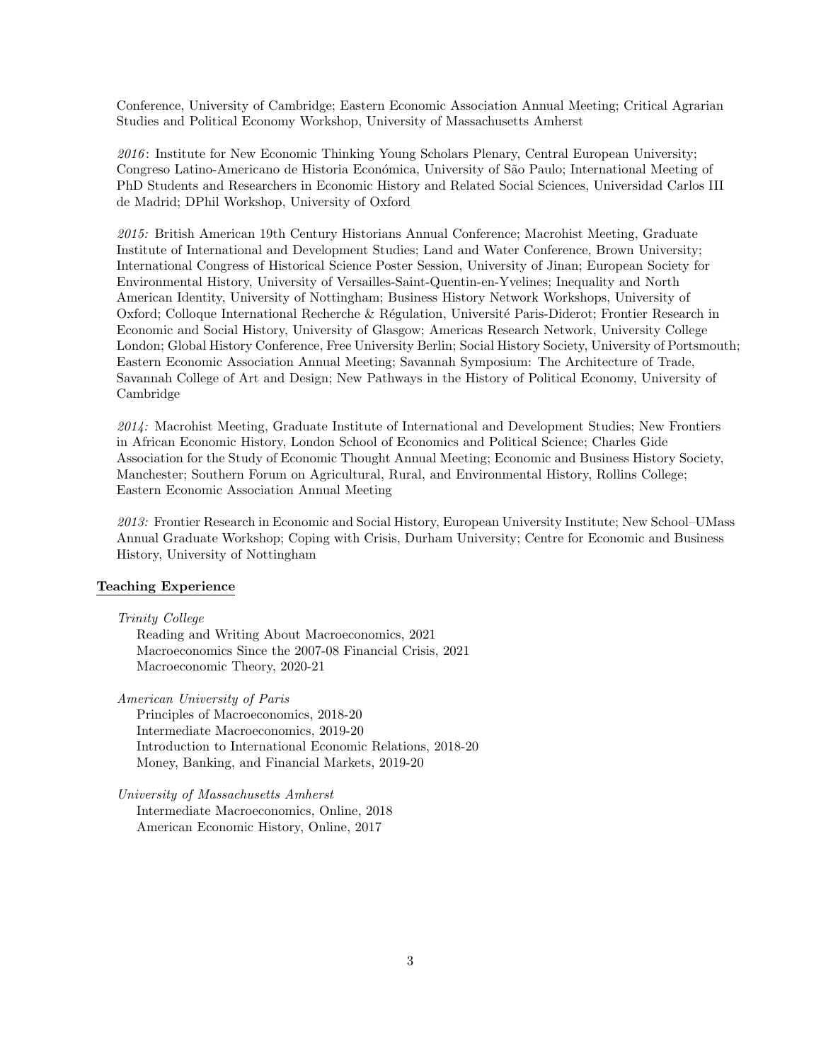Conference, University of Cambridge; Eastern Economic Association Annual Meeting; Critical Agrarian Studies and Political Economy Workshop, University of Massachusetts Amherst

*2016*: Institute for New Economic Thinking Young Scholars Plenary, Central European University; Congreso Latino-Americano de Historia Económica, University of São Paulo; International Meeting of PhD Students and Researchers in Economic History and Related Social Sciences, Universidad Carlos III de Madrid; DPhil Workshop, University of Oxford

*2015:* British American 19th Century Historians Annual Conference; Macrohist Meeting, Graduate Institute of International and Development Studies; Land and Water Conference, Brown University; International Congress of Historical Science Poster Session, University of Jinan; European Society for Environmental History, University of Versailles-Saint-Quentin-en-Yvelines; Inequality and North American Identity, University of Nottingham; Business History Network Workshops, University of Oxford; Colloque International Recherche & Régulation, Université Paris-Diderot; Frontier Research in Economic and Social History, University of Glasgow; Americas Research Network, University College London; Global History Conference, Free University Berlin; Social History Society, University of Portsmouth; Eastern Economic Association Annual Meeting; Savannah Symposium: The Architecture of Trade, Savannah College of Art and Design; New Pathways in the History of Political Economy, University of Cambridge

*2014:* Macrohist Meeting, Graduate Institute of International and Development Studies; New Frontiers in African Economic History, London School of Economics and Political Science; Charles Gide Association for the Study of Economic Thought Annual Meeting; Economic and Business History Society, Manchester; Southern Forum on Agricultural, Rural, and Environmental History, Rollins College; Eastern Economic Association Annual Meeting

*2013:* Frontier Research in Economic and Social History, European University Institute; New School–UMass Annual Graduate Workshop; Coping with Crisis, Durham University; Centre for Economic and Business History, University of Nottingham

## Teaching Experience

*Trinity College*
Reading and Writing About Macroeconomics, 2021
Macroeconomics Since the 2007-08 Financial Crisis, 2021
Macroeconomic Theory, 2020-21

*American University of Paris*
Principles of Macroeconomics, 2018-20
Intermediate Macroeconomics, 2019-20
Introduction to International Economic Relations, 2018-20
Money, Banking, and Financial Markets, 2019-20

*University of Massachusetts Amherst*
Intermediate Macroeconomics, Online, 2018
American Economic History, Online, 2017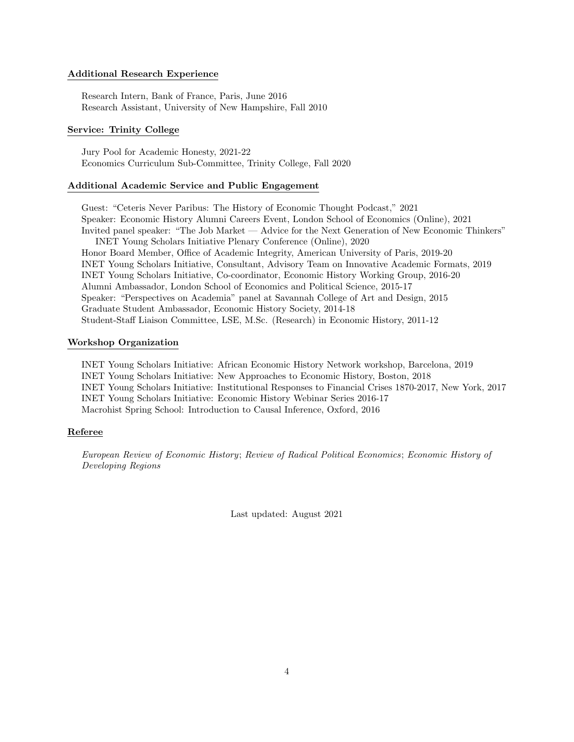## Additional Research Experience

Research Intern, Bank of France, Paris, June 2016
Research Assistant, University of New Hampshire, Fall 2010

## Service: Trinity College

Jury Pool for Academic Honesty, 2021-22
Economics Curriculum Sub-Committee, Trinity College, Fall 2020

## Additional Academic Service and Public Engagement

Guest: "Ceteris Never Paribus: The History of Economic Thought Podcast," 2021
Speaker: Economic History Alumni Careers Event, London School of Economics (Online), 2021
Invited panel speaker: "The Job Market — Advice for the Next Generation of New Economic Thinkers" INET Young Scholars Initiative Plenary Conference (Online), 2020
Honor Board Member, Office of Academic Integrity, American University of Paris, 2019-20
INET Young Scholars Initiative, Consultant, Advisory Team on Innovative Academic Formats, 2019
INET Young Scholars Initiative, Co-coordinator, Economic History Working Group, 2016-20
Alumni Ambassador, London School of Economics and Political Science, 2015-17
Speaker: "Perspectives on Academia" panel at Savannah College of Art and Design, 2015
Graduate Student Ambassador, Economic History Society, 2014-18
Student-Staff Liaison Committee, LSE, M.Sc. (Research) in Economic History, 2011-12

## Workshop Organization

INET Young Scholars Initiative: African Economic History Network workshop, Barcelona, 2019
INET Young Scholars Initiative: New Approaches to Economic History, Boston, 2018
INET Young Scholars Initiative: Institutional Responses to Financial Crises 1870-2017, New York, 2017
INET Young Scholars Initiative: Economic History Webinar Series 2016-17
Macrohist Spring School: Introduction to Causal Inference, Oxford, 2016

## Referee

*European Review of Economic History*; *Review of Radical Political Economics*; *Economic History of Developing Regions*

Last updated: August 2021